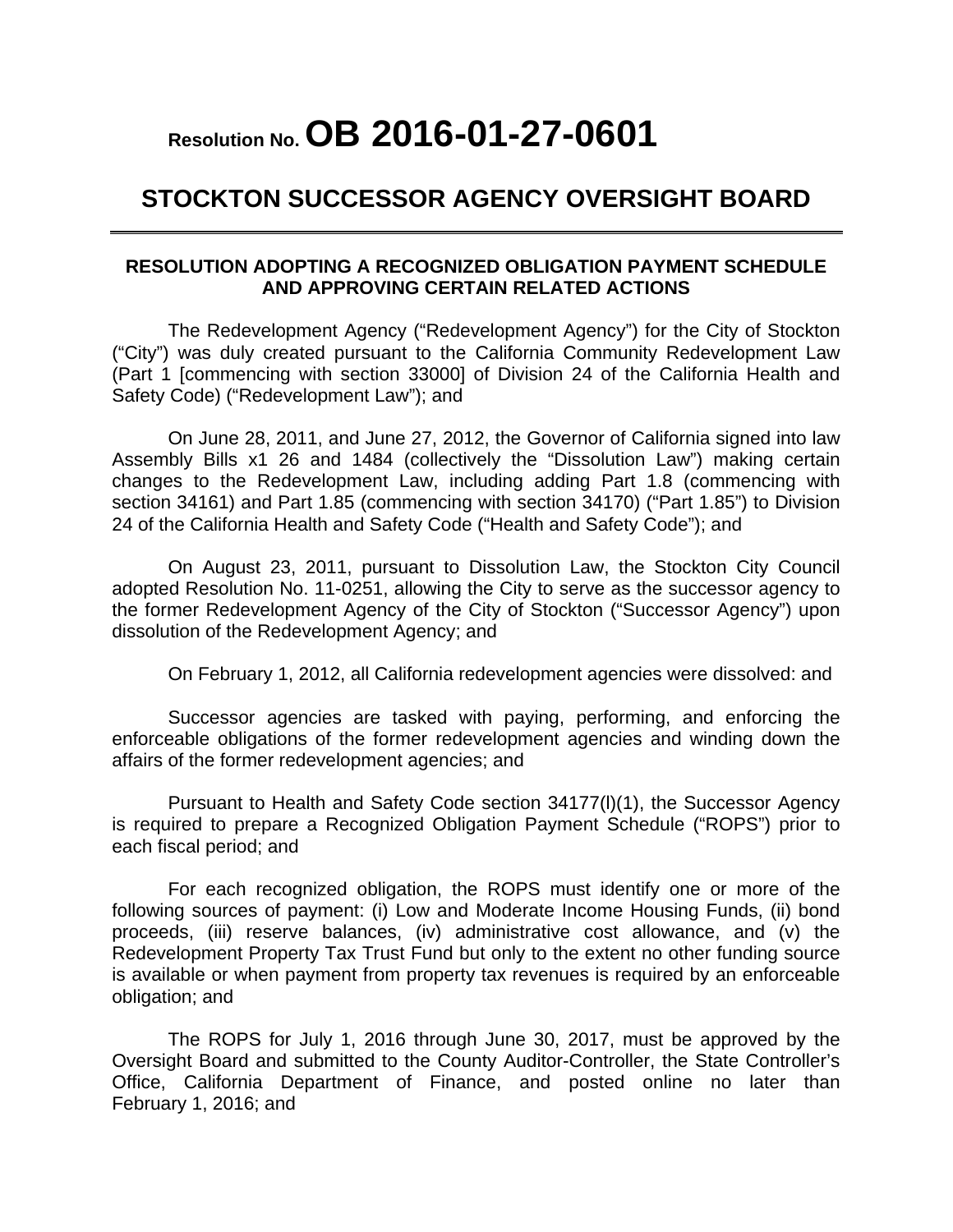# Resolution No. OB 2016-01-27-0601

## STOCKTON SUCCESSOR AGENCY OVERSIGHT BOARD

---

### RESOLUTION ADOPTING A RECOGNIZED OBLIGATION PAYMENT SCHEDULE AND APPROVING CERTAIN RELATED ACTIONS

The Redevelopment Agency ("Redevelopment Agency") for the City of Stockton ("City") was duly created pursuant to the California Community Redevelopment Law (Part 1 [commencing with section 33000] of Division 24 of the California Health and Safety Code) ("Redevelopment Law"); and

On June 28, 2011, and June 27, 2012, the Governor of California signed into law Assembly Bills x1 26 and 1484 (collectively the "Dissolution Law") making certain changes to the Redevelopment Law, including adding Part 1.8 (commencing with section 34161) and Part 1.85 (commencing with section 34170) ("Part 1.85") to Division 24 of the California Health and Safety Code ("Health and Safety Code"); and

On August 23, 2011, pursuant to Dissolution Law, the Stockton City Council adopted Resolution No. 11-0251, allowing the City to serve as the successor agency to the former Redevelopment Agency of the City of Stockton ("Successor Agency") upon dissolution of the Redevelopment Agency; and

On February 1, 2012, all California redevelopment agencies were dissolved: and

Successor agencies are tasked with paying, performing, and enforcing the enforceable obligations of the former redevelopment agencies and winding down the affairs of the former redevelopment agencies; and

Pursuant to Health and Safety Code section 34177(l)(1), the Successor Agency is required to prepare a Recognized Obligation Payment Schedule ("ROPS") prior to each fiscal period; and

For each recognized obligation, the ROPS must identify one or more of the following sources of payment: (i) Low and Moderate Income Housing Funds, (ii) bond proceeds, (iii) reserve balances, (iv) administrative cost allowance, and (v) the Redevelopment Property Tax Trust Fund but only to the extent no other funding source is available or when payment from property tax revenues is required by an enforceable obligation; and

The ROPS for July 1, 2016 through June 30, 2017, must be approved by the Oversight Board and submitted to the County Auditor-Controller, the State Controller's Office, California Department of Finance, and posted online no later than February 1, 2016; and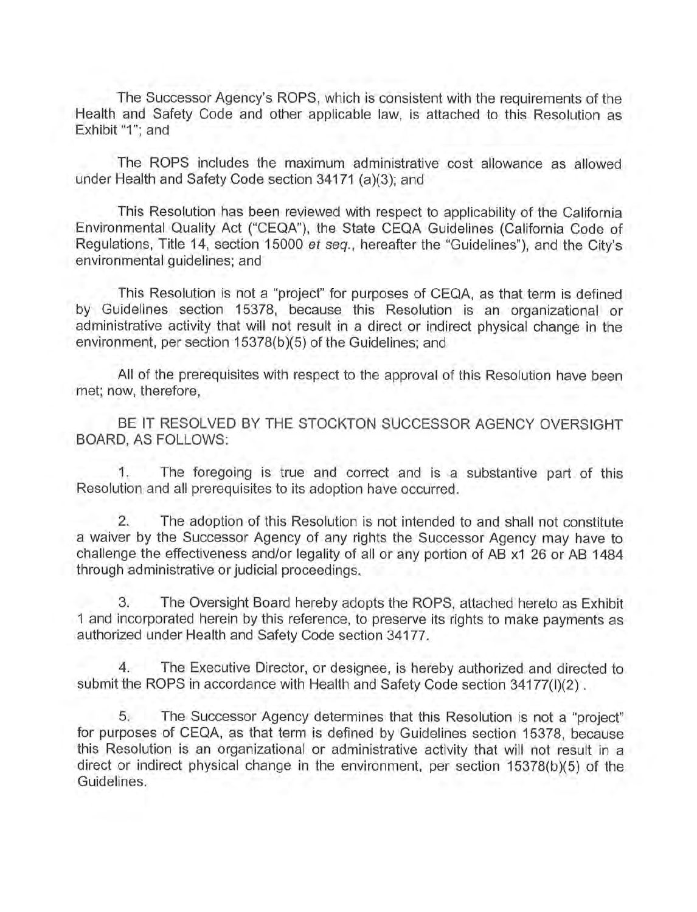The Successor Agency's ROPS, which is consistent with the requirements of the Health and Safety Code and other applicable law, is attached to this Resolution as Exhibit "1"; and

The ROPS includes the maximum administrative cost allowance as allowed under Health and Safety Code section 34171 (a)(3); and

This Resolution has been reviewed with respect to applicability of the California Environmental Quality Act ("CEQA"), the State CEQA Guidelines (California Code of Regulations, Title 14, section 15000 *et seq.*, hereafter the "Guidelines"), and the City's environmental guidelines; and

This Resolution is not a "project" for purposes of CEQA, as that term is defined by Guidelines section 15378, because this Resolution is an organizational or administrative activity that will not result in a direct or indirect physical change in the environment, per section 15378(b)(5) of the Guidelines; and

All of the prerequisites with respect to the approval of this Resolution have been met; now, therefore,

BE IT RESOLVED BY THE STOCKTON SUCCESSOR AGENCY OVERSIGHT BOARD, AS FOLLOWS:

1. The foregoing is true and correct and is a substantive part of this Resolution and all prerequisites to its adoption have occurred.

2. The adoption of this Resolution is not intended to and shall not constitute a waiver by the Successor Agency of any rights the Successor Agency may have to challenge the effectiveness and/or legality of all or any portion of AB x1 26 or AB 1484 through administrative or judicial proceedings.

3. The Oversight Board hereby adopts the ROPS, attached hereto as Exhibit 1 and incorporated herein by this reference, to preserve its rights to make payments as authorized under Health and Safety Code section 34177.

4. The Executive Director, or designee, is hereby authorized and directed to submit the ROPS in accordance with Health and Safety Code section 34177(l)(2).

5. The Successor Agency determines that this Resolution is not a "project" for purposes of CEQA, as that term is defined by Guidelines section 15378, because this Resolution is an organizational or administrative activity that will not result in a direct or indirect physical change in the environment, per section 15378(b)(5) of the Guidelines.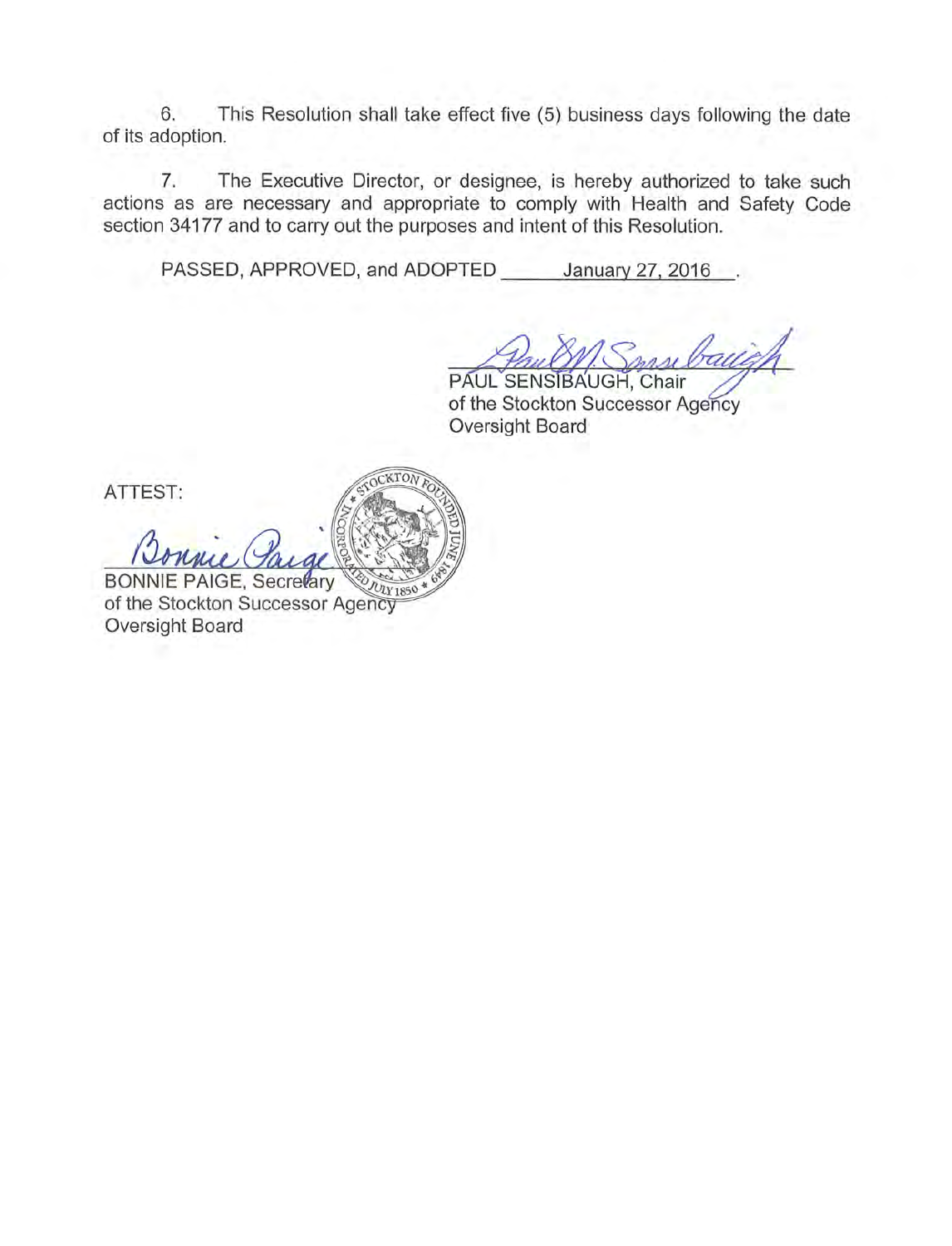6. This Resolution shall take effect five (5) business days following the date of its adoption.

7. The Executive Director, or designee, is hereby authorized to take such actions as are necessary and appropriate to comply with Health and Safety Code section 34177 and to carry out the purposes and intent of this Resolution.

PASSED, APPROVED, and ADOPTED ______January 27, 2016___.

PAUL SENSIBAUGH, Chair
of the Stockton Successor Agency
Oversight Board

ATTEST:

BONNIE PAIGE, Secretary
of the Stockton Successor Agency
Oversight Board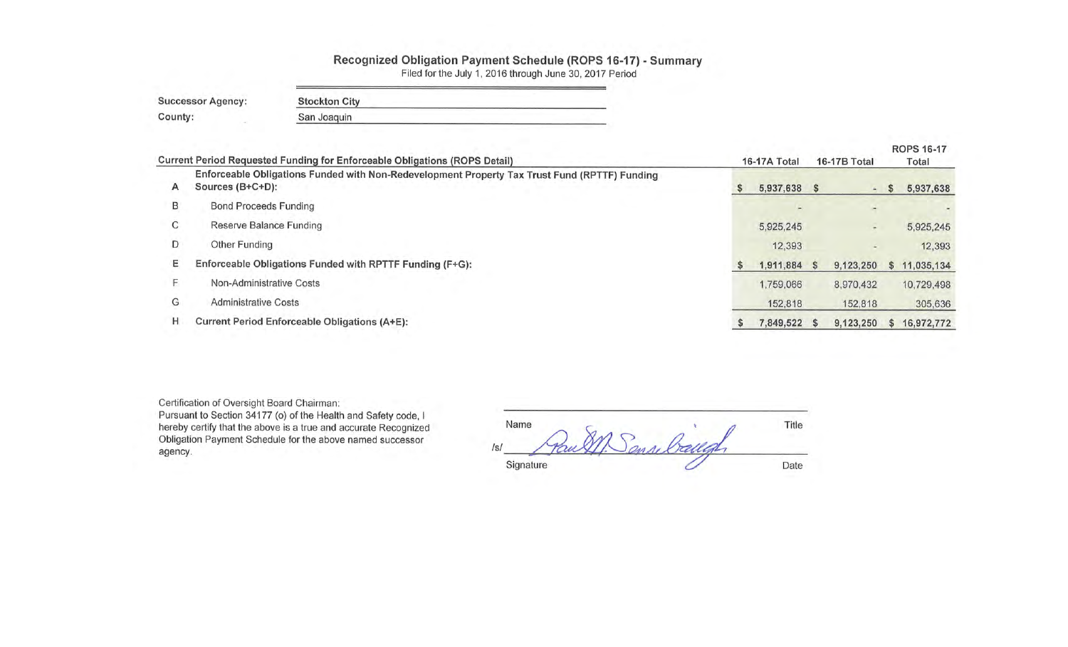# Recognized Obligation Payment Schedule (ROPS 16-17) - Summary

Filed for the July 1, 2016 through June 30, 2017 Period

Successor Agency: Stockton City

County: San Joaquin

| | Current Period Requested Funding for Enforceable Obligations (ROPS Detail) | 16-17A Total | 16-17B Total | ROPS 16-17 Total |
|---|---|---|---|---|
| A | **Enforceable Obligations Funded with Non-Redevelopment Property Tax Trust Fund (RPTTF) Funding Sources (B+C+D):** | $ 5,937,638 | $ - | $ 5,937,638 |
| B | Bond Proceeds Funding | - | - | - |
| C | Reserve Balance Funding | 5,925,245 | - | 5,925,245 |
| D | Other Funding | 12,393 | - | 12,393 |
| E | **Enforceable Obligations Funded with RPTTF Funding (F+G):** | $ 1,911,884 | $ 9,123,250 | $ 11,035,134 |
| F | Non-Administrative Costs | 1,759,066 | 8,970,432 | 10,729,498 |
| G | Administrative Costs | 152,818 | 152,818 | 305,636 |
| H | **Current Period Enforceable Obligations (A+E):** | $ 7,849,522 | $ 9,123,250 | $ 16,972,772 |

Certification of Oversight Board Chairman:
Pursuant to Section 34177 (o) of the Health and Safety code, I hereby certify that the above is a true and accurate Recognized Obligation Payment Schedule for the above named successor agency.

Name _______________ Title

/s/ _______________

Signature _______________ Date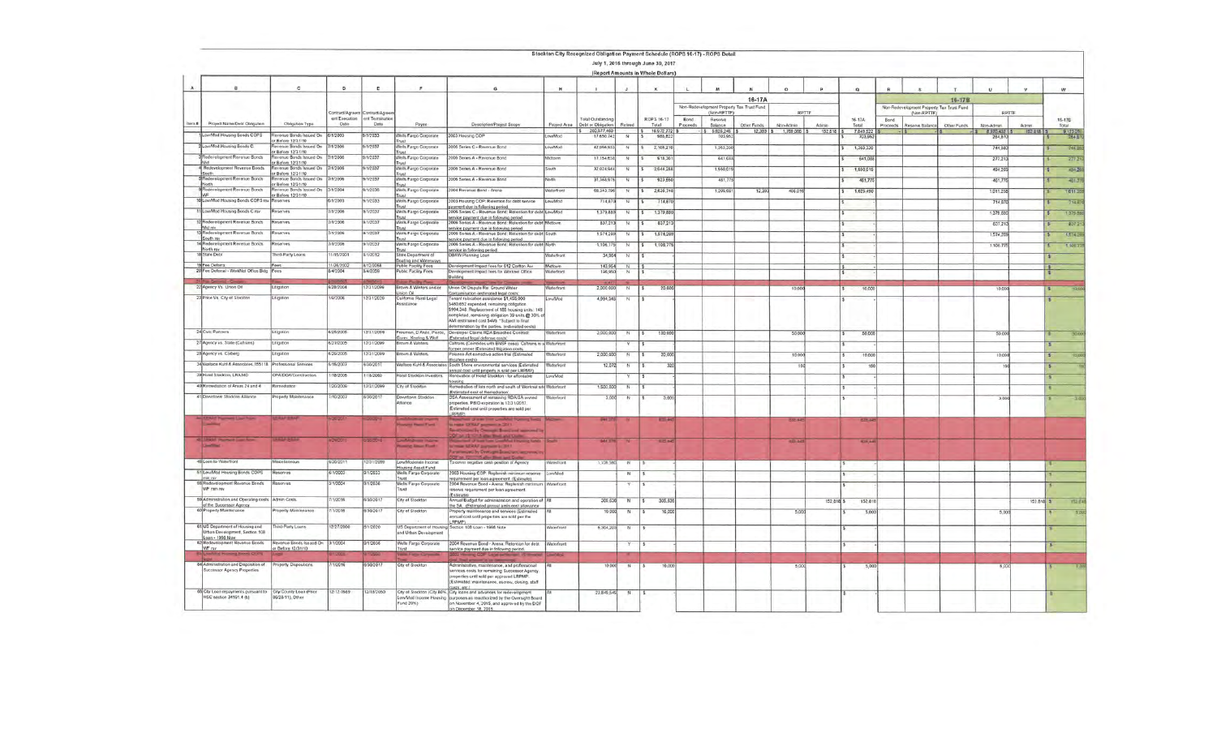# Stockton City Recognized Obligation Payment Schedule (ROPS 16-17) - ROPS Detail

July 1, 2016 through June 30, 2017

(Report Amounts in Whole Dollars)

| A | B | C | D | E | F | G | H | I | J | K | L | M | N | O | P | Q | R | S | T | U | V | W |
|---|---|---|---|---|---|---|---|---|---|---|---|---|---|---|---|---|---|---|---|---|---|---|
| | | | | | | | | | | | 16-17A | | | | | | 16-17B | | | | | |
| | | | | | | | | | | | Non-Redevelopment Property Tax Trust Fund (Non-RPTTF) | | | RPTTF | | | Non-Redevelopment Property Tax Trust Fund (Non-RPTTF) | | | RPTTF | | |
| Item # | Project Name/Debt Obligation | Obligation Type | Contract/Agreement Execution Date | Contract/Agreement Termination Date | Payee | Description/Project Scope | Project Area | Total Outstanding Debt or Obligation | Retired | ROPS 16-17 Total | Bond Proceeds | Reserve Balance | Other Funds | Non-Admin | Admin | 16-17A Total | Bond Proceeds | Reserve Balance | Other Funds | Non-Admin | Admin | 16-17B Total |
| | | | | | | | | $ 260,377,469 | | $ 16,012,772 | $ - | $ 1,029,248 | $ 12,269 | $ 1,188,088 | $ 152,818 | $ 7,840,522 | $ - | $ - | $ - | $ 8,020,432 | $ 152,818 | $ 8,173,250 |
| 1 | Low/Mod Housing Bonds COPS | Revenue Bonds Issued On or Before 12/31/10 | 6/1/2003 | 9/1/2033 | Wells Fargo Corporate Trust | 2003 Housing COP | Low/Mod | 17,850,142 | N | $ 986,822 | | 702,952 | | | | $ 702,952 | | | | 284,870 | | $ 284,870 |
| 2 | Low/Mod Housing Bonds C | Revenue Bonds Issued On or Before 12/31/10 | 3/8/2006 | 9/1/2037 | Wells Fargo Corporate Trust | 2006 Series C - Revenue Bond | Low/Mod | 42,898,832 | N | $ 2,109,218 | | 1,363,336 | | | | $ 1,363,336 | | | | 744,882 | | $ 744,882 |
| 3 | Redevelopment Revenue Bonds Mid | Revenue Bonds Issued On or Before 12/31/10 | 3/8/2006 | 9/1/2037 | Wells Fargo Corporate Trust | 2006 Series A - Revenue Bond | Midtown | 17,154,632 | N | $ 918,301 | | 641,088 | | | | $ 641,088 | | | | 277,213 | | $ 277,213 |
| 4 | Redevelopment Revenue Bonds South | Revenue Bonds Issued On or Before 12/31/10 | 3/8/2006 | 9/1/2037 | Wells Fargo Corporate Trust | 2006 Series A - Revenue Bond | South | 32,024,641 | N | $ 2,044,288 | | 1,550,019 | | | | $ 1,550,019 | | | | 494,269 | | $ 494,269 |
| 5 | Redevelopment Revenue Bonds North | Revenue Bonds Issued On or Before 12/31/10 | 3/8/2006 | 9/1/2037 | Wells Fargo Corporate Trust | 2006 Series A - Revenue Bond | North | 31,360,975 | N | $ 923,550 | | 461,775 | | | | $ 461,775 | | | | 461,775 | | $ 461,775 |
| 6 | Redevelopment Revenue Bonds WF | Revenue Bonds Issued On or Before 12/31/10 | 3/1/2004 | 9/1/2036 | Wells Fargo Corporate Trust | 2004 Revenue Bond - Arena | Waterfront | 69,240,795 | N | $ 2,626,748 | | 1,009,681 | 12,269 | 408,810 | | $ 1,629,490 | | | | 1,011,258 | | $ 1,011,258 |
| 10 | Low/Mod Housing Bonds COPS res | Reserves | 6/1/2003 | 9/1/2033 | Wells Fargo Corporate Trust | 2003 Housing COP: Retention for debt service payment due in following period | Low/Mod | 714,870 | N | $ 714,870 | | | | | | $ - | | | | 714,870 | | $ 714,870 |
| 11 | Low/Mod Housing Bonds C res | Reserves | 3/8/2006 | 9/1/2037 | Wells Fargo Corporate Trust | 2006 Series C - Revenue Bond: Retention for debt service payment due in following period | Low/Mod | 1,379,880 | N | $ 1,379,880 | | | | | | $ - | | | | 1,379,880 | | $ 1,379,880 |
| 12 | Redevelopment Revenue Bonds Mid res | Reserves | 3/8/2006 | 9/1/2037 | Wells Fargo Corporate Trust | 2006 Series A - Revenue Bond: Retention for debt service payment due in following period | Midtown | 637,213 | N | $ 637,213 | | | | | | $ - | | | | 637,213 | | $ 637,213 |
| 13 | Redevelopment Revenue Bonds South res | Reserves | 3/8/2006 | 9/1/2037 | Wells Fargo Corporate Trust | 2006 Series A - Revenue Bond: Retention for debt service payment due in following period | South | 1,574,269 | N | $ 1,574,269 | | | | | | $ - | | | | 1,574,269 | | $ 1,574,269 |
| 14 | Redevelopment Revenue Bonds North res | Reserves | 3/8/2006 | 9/1/2037 | Wells Fargo Corporate Trust | 2006 Series A - Revenue Bond: Retention for debt service in following period | North | 1,106,775 | N | $ 1,106,775 | | | | | | $ - | | | | 1,106,775 | | $ 1,106,775 |
| 18 | State Debt | Third-Party Loans | 11/15/2001 | 6/1/2012 | State Department of Boating and Waterways | DBAW Planning Loan | Waterfront | 34,954 | N | $ - | | | | | | $ - | | | | | | $ - |
| 19 | Fee Deferral | Fees | 11/26/2002 | 4/12/2058 | Public Facility Fees | Development Impact fees for 612 Carlton Ave | Midtown | 143,954 | N | $ - | | | | | | $ - | | | | | | $ - |
| 20 | Fee Deferral - Westfall Office Bldg | Fees | 5/4/2004 | 5/4/2058 | Public Facility Fees | Development Impact fees for Westfall Office Building | Waterfront | 196,950 | N | $ - | | | | | | $ - | | | | | | $ - |
| 21 | Fee Deferral - Coggins | Fees | | | Public Facility Fees | Development Impact fees for Coggins... | Waterfront | | N | | | | | | | | | | | | | |
| 22 | Agency Vs. Union Oil | Litigation | 6/28/2004 | 12/31/2099 | Brown & Winters and/or Union Oil | Union Oil Dispute Re: Ground Water Contamination (estimated legal costs) | Waterfront | 2,000,000 | N | $ 20,000 | | | | 10,000 | | $ 10,000 | | | | 10,000 | | $ 10,000 |
| 23 | Price Vs. City of Stockton | Litigation | 1/9/2006 | 12/31/2020 | California Rural Legal Assistance | Tenant relocation assistance $1,450,000 ($485,652 expended, remaining obligation $964,348. Replacement of 185 housing units: 145 completed, remaining obligation 39 units @ 30% of AMI estimated cost $4M) - *Subject to final determination by the parties. (estimated costs) | Low/Mod | 4,964,348 | N | $ - | | | | | | $ - | | | | | | $ - |
| 24 | Civic Partners | Litigation | 6/26/2006 | 12/31/2099 | Freeman, D'Aiuto, Pierce, Gurev, Keeling & Wolf | Developer Claims RDA Breached Contract (Estimated legal defense costs) | Waterfront | 2,000,000 | N | $ 100,000 | | | | 50,000 | | $ 50,000 | | | | 50,000 | | $ 50,000 |
| 27 | Agency vs. State (Caltrans) | Litigation | 6/21/2005 | 12/31/2099 | Brown & Winters | Caltrans (Cabrillos with BNSF case). Caltrans is a former owner (Estimated litigation costs) | Waterfront | | Y | $ - | | | | | | $ - | | | | | | $ - |
| 28 | Agency vs. Coberg | Litigation | 6/26/2005 | 12/31/2099 | Brown & Winters | Pollution Act corrective action trial (Estimated litigation costs) | Waterfront | 2,000,000 | N | $ 20,000 | | | | 10,000 | | $ 10,000 | | | | 10,000 | | $ 10,000 |
| 34 | Wallace Kuhl & Associates, 355118 | Professional Services | 5/16/2007 | 6/30/2017 | Wallace Kuhl & Associates | South Shore environmental services (Estimated annual cost until property is sold per LRPMP) | Waterfront | 12,072 | N | $ 320 | | | | 160 | | $ 160 | | | | 160 | | $ 160 |
| 39 | Hotel Stockton LR&MC | OPA/DDA/Construction | 1/18/2005 | 1/18/2060 | Hotel Stockton Investors | Renovation of Hotel Stockton - for affordable housing | Low/Mod | | Y | $ - | | | | | | $ - | | | | | | $ - |
| 40 | Remediation of Areas 24 and 4 | Remediation | 1/20/2009 | 12/31/2099 | City of Stockton | Remediation of lots north and south of Weststad site (Estimated cost of Remediation) | Waterfront | 1,500,000 | N | $ - | | | | | | $ - | | | | | | $ - |
| 41 | Downtown Stockton Alliance | Property Maintenance | 1/10/2007 | 6/30/2017 | Downtown Stockton Alliance | DSA Assessment of remaining RDA/SA owned properties. PBID expiration is 12/31/2017. (Estimated cost until properties are sold per LRPMP) | Waterfront | 3,000 | N | $ 3,000 | | | | | | $ - | | | | 3,000 | | $ 3,000 |
| 44 | SERAF Payment Loan from LowMod | SERAF/ERAF | 6/20/2011 | | Low/Moderate Income Housing Asset Fund | Repayment of loan from LowMod Housing fund to make SERAF payment in 2011 ... | Midtown | 641,375 | N | 625,445 | | | | 625,445 | | 625,445 | | | | | | |
| 45 | SERAF Payment Loan from LowMod | SERAF/ERAF | 6/20/2011 | | Low/Moderate Income Housing Asset Fund | Repayment of loan from LowMod Housing fund to make SERAF payment in 2011 ... | South | 641,375 | N | 625,445 | | | | 625,445 | | 625,445 | | | | | | |
| 46 | Loan to Waterfront | Miscellaneous | 6/20/2011 | 12/31/2099 | Low/Moderate Income Housing Asset Fund | To cover negative cash position of Agency | Waterfront | 1,109,560 | N | $ - | | | | | | $ - | | | | | | $ - |
| 57 | Low/Mod Housing Bonds COPS min res | Reserves | 6/1/2003 | 9/1/2033 | Wells Fargo Corporate Trust | 2003 Housing COP: Replenish minimum reserve requirement per loan agreement. (Estimate) | Low/Mod | | N | $ - | | | | | | $ - | | | | | | $ - |
| 58 | Redevelopment Revenue Bonds WF min res | Reserves | 3/1/2004 | 9/1/2036 | Wells Fargo Corporate Trust | 2004 Revenue Bond - Arena: Replenish minimum reserve requirement per loan agreement. (Estimate) | Waterfront | | Y | $ - | | | | | | $ - | | | | | | $ - |
| 59 | Administration and Operating costs of the Successor Agency | Admin Costs | 7/1/2016 | 6/30/2017 | City of Stockton | Annual Budget for administration and operation of the SA. (Estimated annual admin cost allowance) | All | 305,636 | N | $ 305,636 | | | | | 152,818 | $ 152,818 | | | | | 152,818 | $ 152,818 |
| 60 | Property Maintenance | Property Maintenance | 7/1/2016 | 6/30/2017 | City of Stockton | Property maintenance and services (Estimated annual cost until properties are sold per the LRPMP) | All | 10,000 | N | $ 10,000 | | | | 5,000 | | $ 5,000 | | | | 5,000 | | $ 5,000 |
| 61 | US Department of Housing and Urban Development, Section 108 Loan - 1996 Note | Third-Party Loans | 12/27/2000 | 8/1/2020 | US Department of Housing and Urban Development | Section 108 Loan - 1996 Note | Waterfront | 5,304,200 | N | $ - | | | | | | $ - | | | | | | $ - |
| 62 | Redevelopment Revenue Bonds WF res | Revenue Bonds Issued On or Before 12/31/10 | 3/1/2004 | 9/1/2036 | Wells Fargo Corporate Trust | 2004 Revenue Bond - Arena: Retention for debt service payment due in following period. | Waterfront | | Y | $ - | | | | | | $ - | | | | | | $ - |
| 63 | Low/Mod Housing Bonds COPS | | | | Wells Fargo Corporate Trust | 2003 Housing COP: Legal settlement... | Low/Mod | | | | | | | | | | | | | | | |
| 64 | Administration and Disposition of Successor Agency Properties | Property Dispositions | 7/1/2016 | 6/30/2017 | City of Stockton | Administrative, maintenance, and professional services costs for remaining Successor Agency properties until sold per approved LRPMP. (Estimated: maintenance, escrow, closing, staff costs, etc.) | All | 10,000 | N | $ 10,000 | | | | 5,000 | | $ 5,000 | | | | 5,000 | | $ 5,000 |
| 66 | City Loan repayments pursuant to HSC section 34191.4 (b) | City/County Loan (Prior 06/28/11), Other | 12/12/1989 | 12/18/2050 | City of Stockton (City 80% Low/Mod Income Housing Fund 20%) | City loans and advances for redevelopment purposes as readdressed by the Oversight Board on November 4, 2015, and approved by the DOF on December 18, 2015. | All | 23,849,549 | N | $ - | | | | | | $ - | | | | | | $ - |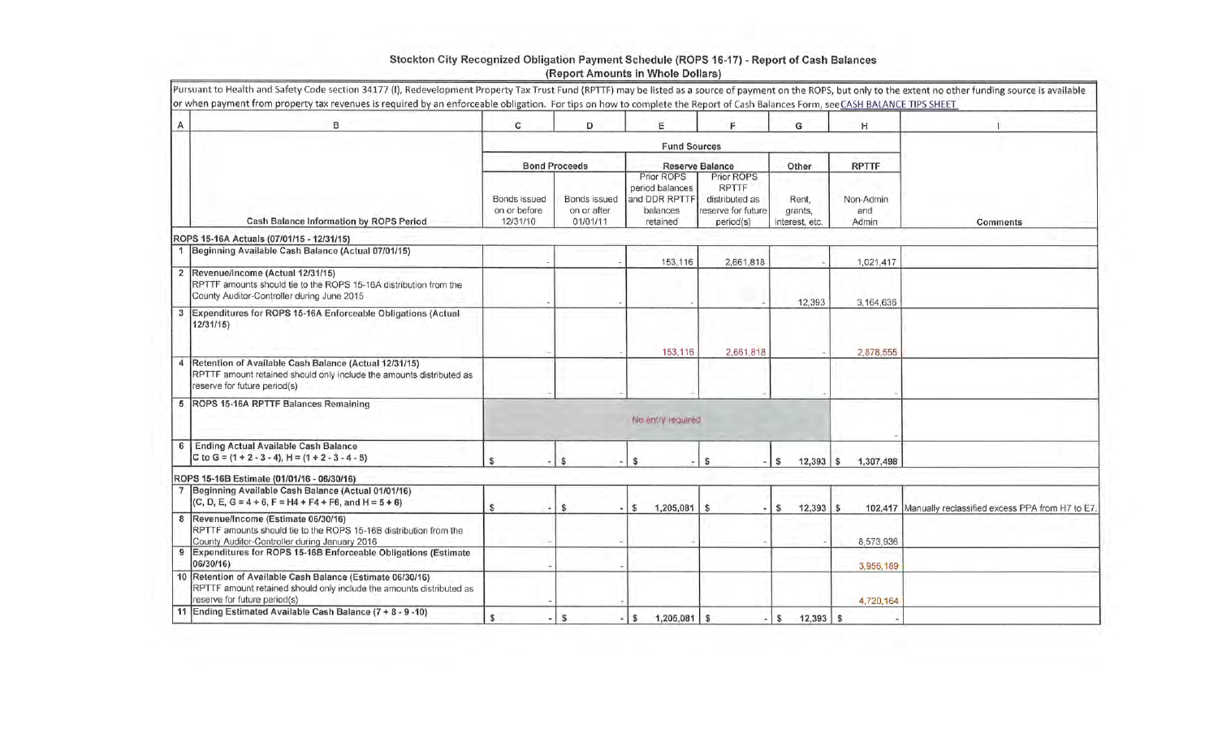# Stockton City Recognized Obligation Payment Schedule (ROPS 16-17) - Report of Cash Balances

**(Report Amounts in Whole Dollars)**

Pursuant to Health and Safety Code section 34177 (l), Redevelopment Property Tax Trust Fund (RPTTF) may be listed as a source of payment on the ROPS, but only to the extent no other funding source is available or when payment from property tax revenues is required by an enforceable obligation. For tips on how to complete the Report of Cash Balances Form, see CASH BALANCE TIPS SHEET.

| A | B | C | D | E | F | G | H | I |
|---|---|---|---|---|---|---|---|---|
| | | Fund Sources | | | | | | |
| | | Bond Proceeds | | Reserve Balance | | Other | RPTTF | |
| | Cash Balance Information by ROPS Period | Bonds issued on or before 12/31/10 | Bonds issued on or after 01/01/11 | Prior ROPS period balances and DDR RPTTF balances retained | Prior ROPS RPTTF distributed as reserve for future period(s) | Rent, grants, interest, etc. | Non-Admin and Admin | Comments |
| **ROPS 15-16A Actuals (07/01/15 - 12/31/15)** | | | | | | | | |
| 1 | Beginning Available Cash Balance (Actual 07/01/15) | - | - | 153,116 | 2,661,818 | - | 1,021,417 | |
| 2 | Revenue/Income (Actual 12/31/15)<br>RPTTF amounts should tie to the ROPS 15-16A distribution from the County Auditor-Controller during June 2015 | - | - | - | - | 12,393 | 3,164,636 | |
| 3 | Expenditures for ROPS 15-16A Enforceable Obligations (Actual 12/31/15) | - | - | 153,116 | 2,661,818 | - | 2,878,555 | |
| 4 | Retention of Available Cash Balance (Actual 12/31/15)<br>RPTTF amount retained should only include the amounts distributed as reserve for future period(s) | - | - | - | - | - | - | |
| 5 | ROPS 15-16A RPTTF Balances Remaining | No entry required | | | | | - | |
| 6 | Ending Actual Available Cash Balance<br>C to G = (1 + 2 - 3 - 4), H = (1 + 2 - 3 - 4 - 5) | $ - | $ - | $ - | $ - | $ 12,393 | $ 1,307,498 | |
| **ROPS 15-16B Estimate (01/01/16 - 06/30/16)** | | | | | | | | |
| 7 | Beginning Available Cash Balance (Actual 01/01/16)<br>(C, D, E, G = 4 + 6, F = H4 + F4 + F6, and H = 5 + 6) | $ - | $ - | $ 1,205,081 | $ - | $ 12,393 | $ 102,417 | Manually reclassified excess PPA from H7 to E7. |
| 8 | Revenue/Income (Estimate 06/30/16)<br>RPTTF amounts should tie to the ROPS 15-16B distribution from the County Auditor-Controller during January 2016 | - | - | - | - | - | 8,573,936 | |
| 9 | Expenditures for ROPS 15-16B Enforceable Obligations (Estimate 06/30/16) | - | - | | | | 3,956,189 | |
| 10 | Retention of Available Cash Balance (Estimate 06/30/16)<br>RPTTF amount retained should only include the amounts distributed as reserve for future period(s) | - | - | | | | 4,720,164 | |
| 11 | Ending Estimated Available Cash Balance (7 + 8 - 9 -10) | $ - | $ - | $ 1,205,081 | $ - | $ 12,393 | $ - | |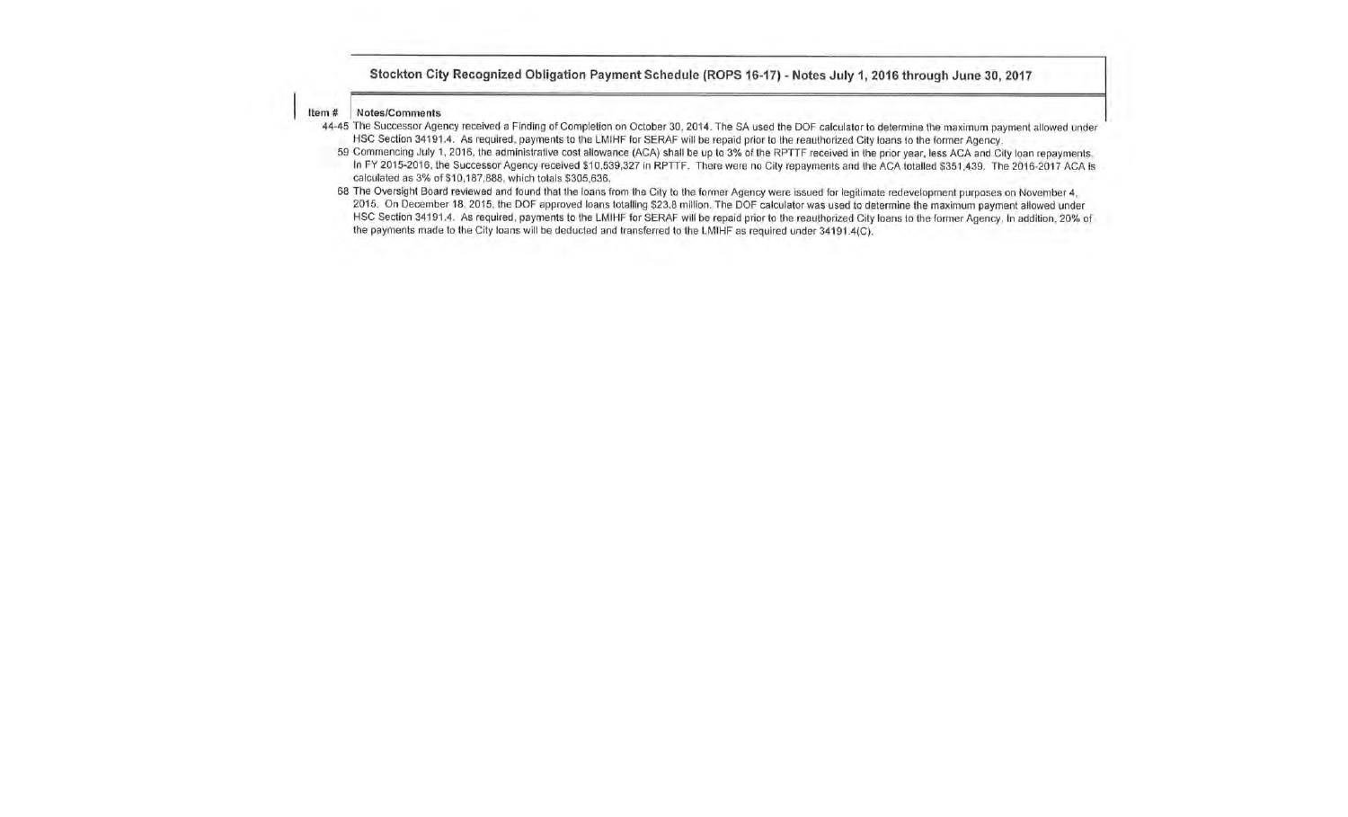## Stockton City Recognized Obligation Payment Schedule (ROPS 16-17) - Notes July 1, 2016 through June 30, 2017

| Item # | Notes/Comments |
|---|---|
| 44-45 | The Successor Agency received a Finding of Completion on October 30, 2014. The SA used the DOF calculator to determine the maximum payment allowed under HSC Section 34191.4. As required, payments to the LMIHF for SERAF will be repaid prior to the reauthorized City loans to the former Agency. |
| 59 | Commencing July 1, 2016, the administrative cost allowance (ACA) shall be up to 3% of the RPTTF received in the prior year, less ACA and City loan repayments. In FY 2015-2016, the Successor Agency received $10,539,327 in RPTTF. There were no City repayments and the ACA totalled $351,439. The 2016-2017 ACA is calculated as 3% of $10,187,888, which totals $305,636. |
| 68 | The Oversight Board reviewed and found that the loans from the City to the former Agency were issued for legitimate redevelopment purposes on November 4, 2015. On December 18, 2015, the DOF approved loans totalling $23.8 million. The DOF calculator was used to determine the maximum payment allowed under HSC Section 34191.4. As required, payments to the LMIHF for SERAF will be repaid prior to the reauthorized City loans to the former Agency. In addition, 20% of the payments made to the City loans will be deducted and transferred to the LMIHF as required under 34191.4(C). |